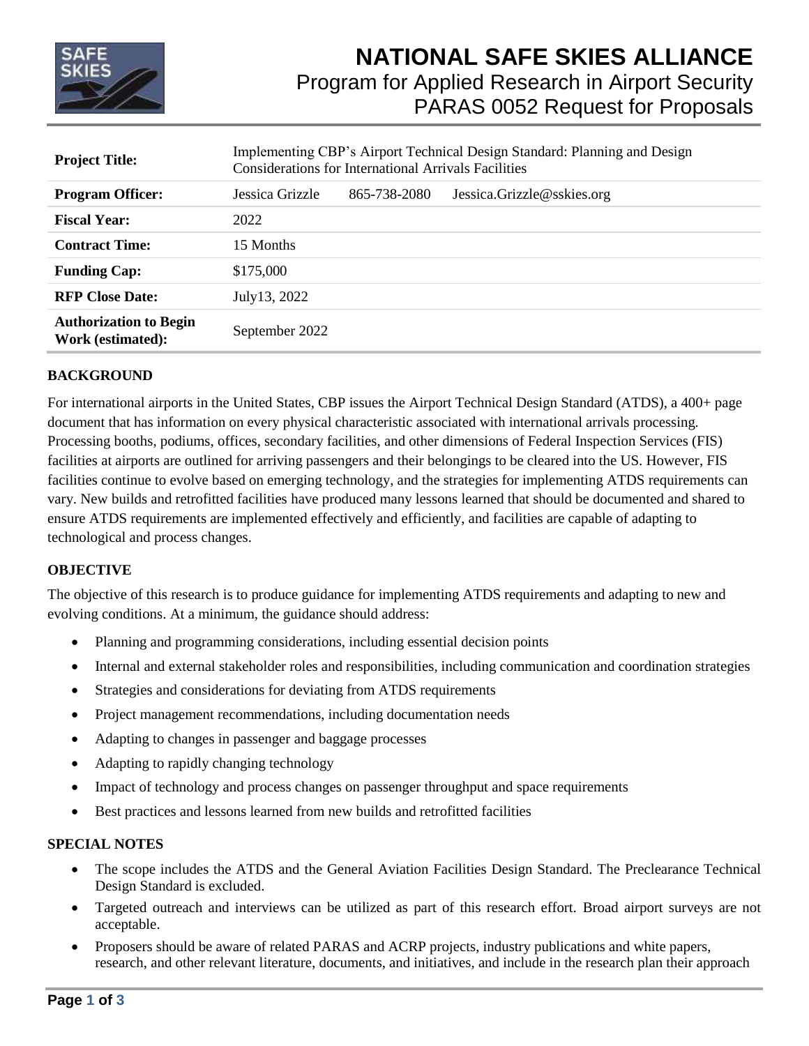# NATIONAL SAFE SKIES ALLIANCE

## Program for Applied Research in Airport Security

## PARAS 0052 Request for Proposals

| **Project Title:** | Implementing CBP's Airport Technical Design Standard: Planning and Design Considerations for International Arrivals Facilities | | |
| --- | --- | --- | --- |
| **Program Officer:** | Jessica Grizzle | 865-738-2080 | Jessica.Grizzle@sskies.org |
| **Fiscal Year:** | 2022 | | |
| **Contract Time:** | 15 Months | | |
| **Funding Cap:** | $175,000 | | |
| **RFP Close Date:** | July13, 2022 | | |
| **Authorization to Begin Work (estimated):** | September 2022 | | |

### BACKGROUND

For international airports in the United States, CBP issues the Airport Technical Design Standard (ATDS), a 400+ page document that has information on every physical characteristic associated with international arrivals processing. Processing booths, podiums, offices, secondary facilities, and other dimensions of Federal Inspection Services (FIS) facilities at airports are outlined for arriving passengers and their belongings to be cleared into the US. However, FIS facilities continue to evolve based on emerging technology, and the strategies for implementing ATDS requirements can vary. New builds and retrofitted facilities have produced many lessons learned that should be documented and shared to ensure ATDS requirements are implemented effectively and efficiently, and facilities are capable of adapting to technological and process changes.

### OBJECTIVE

The objective of this research is to produce guidance for implementing ATDS requirements and adapting to new and evolving conditions. At a minimum, the guidance should address:

- Planning and programming considerations, including essential decision points
- Internal and external stakeholder roles and responsibilities, including communication and coordination strategies
- Strategies and considerations for deviating from ATDS requirements
- Project management recommendations, including documentation needs
- Adapting to changes in passenger and baggage processes
- Adapting to rapidly changing technology
- Impact of technology and process changes on passenger throughput and space requirements
- Best practices and lessons learned from new builds and retrofitted facilities

### SPECIAL NOTES

- The scope includes the ATDS and the General Aviation Facilities Design Standard. The Preclearance Technical Design Standard is excluded.
- Targeted outreach and interviews can be utilized as part of this research effort. Broad airport surveys are not acceptable.
- Proposers should be aware of related PARAS and ACRP projects, industry publications and white papers, research, and other relevant literature, documents, and initiatives, and include in the research plan their approach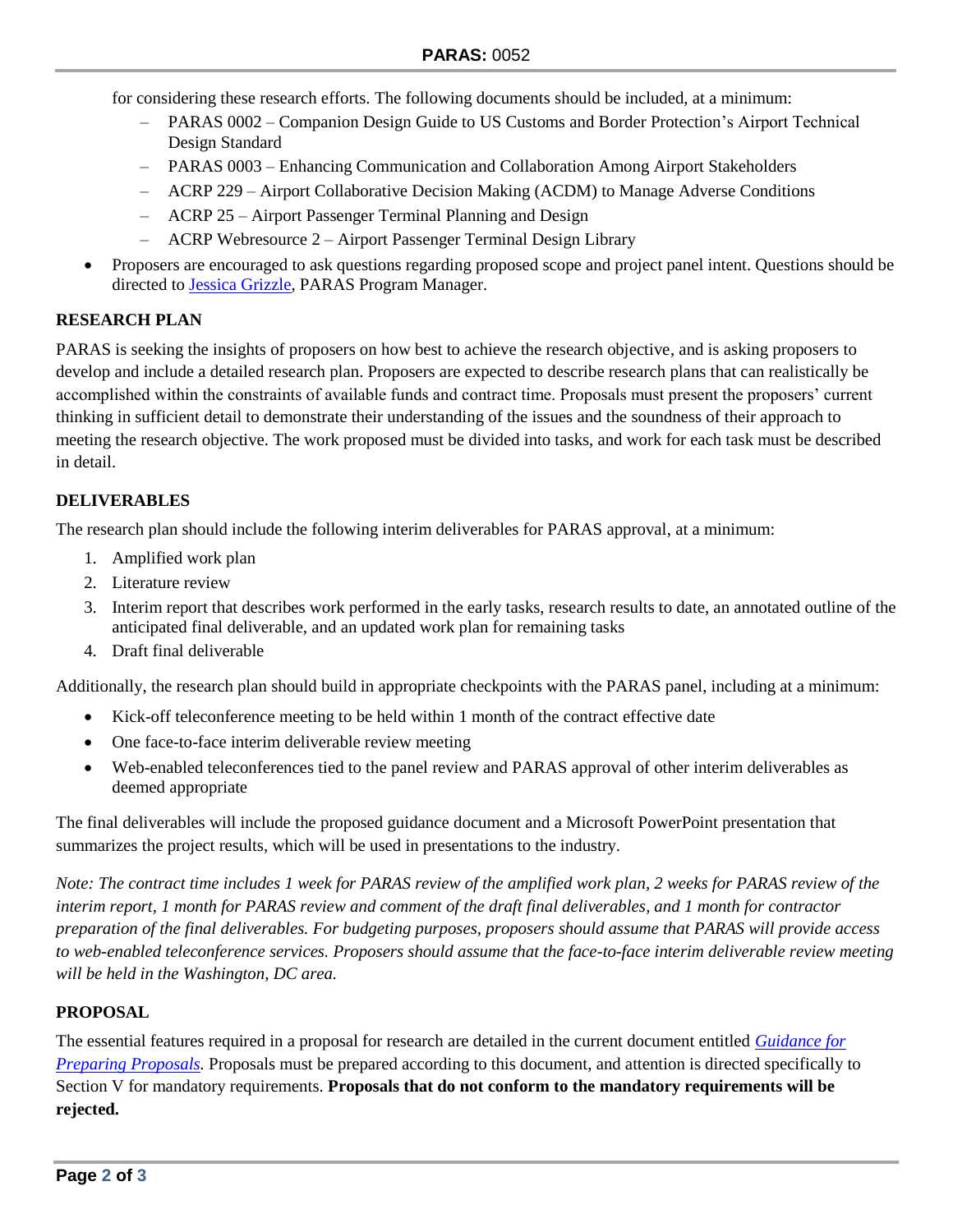for considering these research efforts. The following documents should be included, at a minimum:

  - PARAS 0002 – Companion Design Guide to US Customs and Border Protection's Airport Technical Design Standard
  - PARAS 0003 – Enhancing Communication and Collaboration Among Airport Stakeholders
  - ACRP 229 – Airport Collaborative Decision Making (ACDM) to Manage Adverse Conditions
  - ACRP 25 – Airport Passenger Terminal Planning and Design
  - ACRP Webresource 2 – Airport Passenger Terminal Design Library

- Proposers are encouraged to ask questions regarding proposed scope and project panel intent. Questions should be directed to Jessica Grizzle, PARAS Program Manager.

## RESEARCH PLAN

PARAS is seeking the insights of proposers on how best to achieve the research objective, and is asking proposers to develop and include a detailed research plan. Proposers are expected to describe research plans that can realistically be accomplished within the constraints of available funds and contract time. Proposals must present the proposers' current thinking in sufficient detail to demonstrate their understanding of the issues and the soundness of their approach to meeting the research objective. The work proposed must be divided into tasks, and work for each task must be described in detail.

## DELIVERABLES

The research plan should include the following interim deliverables for PARAS approval, at a minimum:

1. Amplified work plan
2. Literature review
3. Interim report that describes work performed in the early tasks, research results to date, an annotated outline of the anticipated final deliverable, and an updated work plan for remaining tasks
4. Draft final deliverable

Additionally, the research plan should build in appropriate checkpoints with the PARAS panel, including at a minimum:

- Kick-off teleconference meeting to be held within 1 month of the contract effective date
- One face-to-face interim deliverable review meeting
- Web-enabled teleconferences tied to the panel review and PARAS approval of other interim deliverables as deemed appropriate

The final deliverables will include the proposed guidance document and a Microsoft PowerPoint presentation that summarizes the project results, which will be used in presentations to the industry.

*Note: The contract time includes 1 week for PARAS review of the amplified work plan, 2 weeks for PARAS review of the interim report, 1 month for PARAS review and comment of the draft final deliverables, and 1 month for contractor preparation of the final deliverables. For budgeting purposes, proposers should assume that PARAS will provide access to web-enabled teleconference services. Proposers should assume that the face-to-face interim deliverable review meeting will be held in the Washington, DC area.*

## PROPOSAL

The essential features required in a proposal for research are detailed in the current document entitled *Guidance for Preparing Proposals*. Proposals must be prepared according to this document, and attention is directed specifically to Section V for mandatory requirements. **Proposals that do not conform to the mandatory requirements will be rejected.**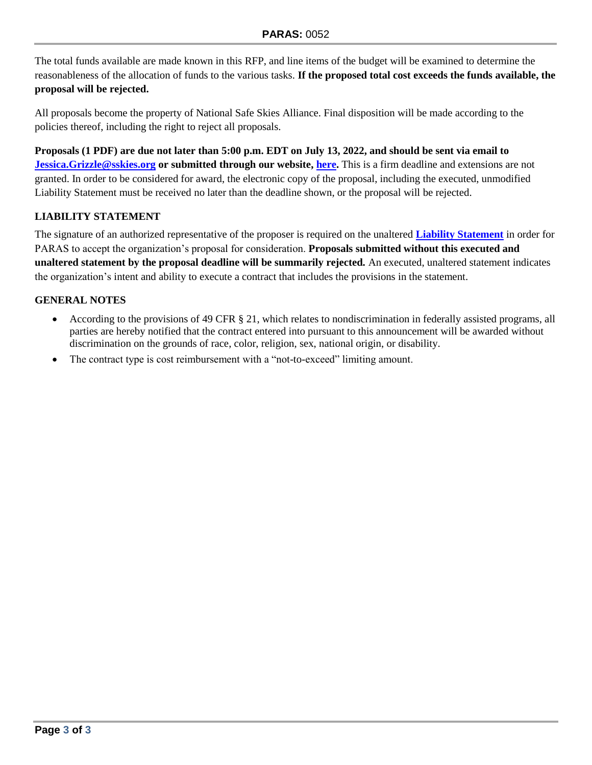The total funds available are made known in this RFP, and line items of the budget will be examined to determine the reasonableness of the allocation of funds to the various tasks. **If the proposed total cost exceeds the funds available, the proposal will be rejected.**

All proposals become the property of National Safe Skies Alliance. Final disposition will be made according to the policies thereof, including the right to reject all proposals.

**Proposals (1 PDF) are due not later than 5:00 p.m. EDT on July 13, 2022, and should be sent via email to Jessica.Grizzle@sskies.org or submitted through our website, here.** This is a firm deadline and extensions are not granted. In order to be considered for award, the electronic copy of the proposal, including the executed, unmodified Liability Statement must be received no later than the deadline shown, or the proposal will be rejected.

## LIABILITY STATEMENT

The signature of an authorized representative of the proposer is required on the unaltered **Liability Statement** in order for PARAS to accept the organization's proposal for consideration. **Proposals submitted without this executed and unaltered statement by the proposal deadline will be summarily rejected.** An executed, unaltered statement indicates the organization's intent and ability to execute a contract that includes the provisions in the statement.

## GENERAL NOTES

- According to the provisions of 49 CFR § 21, which relates to nondiscrimination in federally assisted programs, all parties are hereby notified that the contract entered into pursuant to this announcement will be awarded without discrimination on the grounds of race, color, religion, sex, national origin, or disability.
- The contract type is cost reimbursement with a "not-to-exceed" limiting amount.